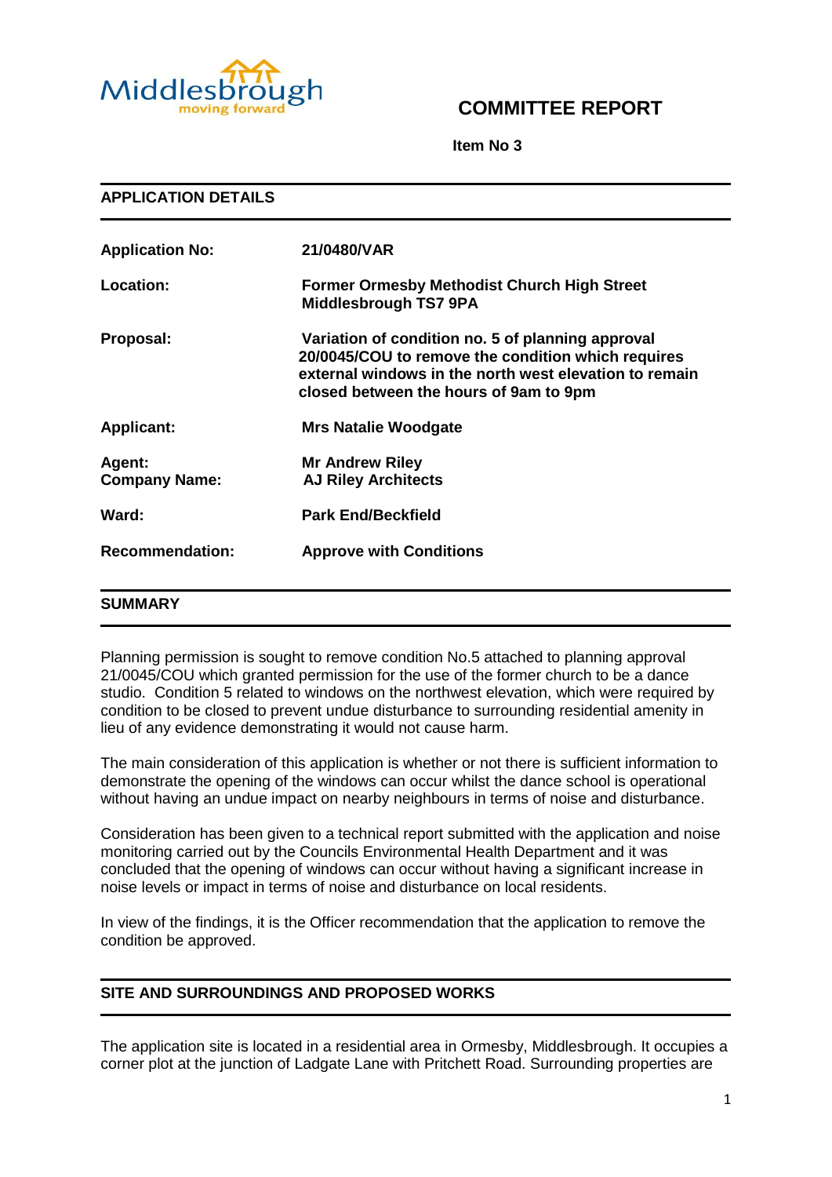# COMMITTEE REPORT

**Item No 3**

## APPLICATION DETAILS

| | |
|---|---|
| **Application No:** | **21/0480/VAR** |
| **Location:** | **Former Ormesby Methodist Church High Street Middlesbrough TS7 9PA** |
| **Proposal:** | **Variation of condition no. 5 of planning approval 20/0045/COU to remove the condition which requires external windows in the north west elevation to remain closed between the hours of 9am to 9pm** |
| **Applicant:** | **Mrs Natalie Woodgate** |
| **Agent:** **Company Name:** | **Mr Andrew Riley** **AJ Riley Architects** |
| **Ward:** | **Park End/Beckfield** |
| **Recommendation:** | **Approve with Conditions** |

## SUMMARY

Planning permission is sought to remove condition No.5 attached to planning approval 21/0045/COU which granted permission for the use of the former church to be a dance studio. Condition 5 related to windows on the northwest elevation, which were required by condition to be closed to prevent undue disturbance to surrounding residential amenity in lieu of any evidence demonstrating it would not cause harm.

The main consideration of this application is whether or not there is sufficient information to demonstrate the opening of the windows can occur whilst the dance school is operational without having an undue impact on nearby neighbours in terms of noise and disturbance.

Consideration has been given to a technical report submitted with the application and noise monitoring carried out by the Councils Environmental Health Department and it was concluded that the opening of windows can occur without having a significant increase in noise levels or impact in terms of noise and disturbance on local residents.

In view of the findings, it is the Officer recommendation that the application to remove the condition be approved.

## SITE AND SURROUNDINGS AND PROPOSED WORKS

The application site is located in a residential area in Ormesby, Middlesbrough. It occupies a corner plot at the junction of Ladgate Lane with Pritchett Road. Surrounding properties are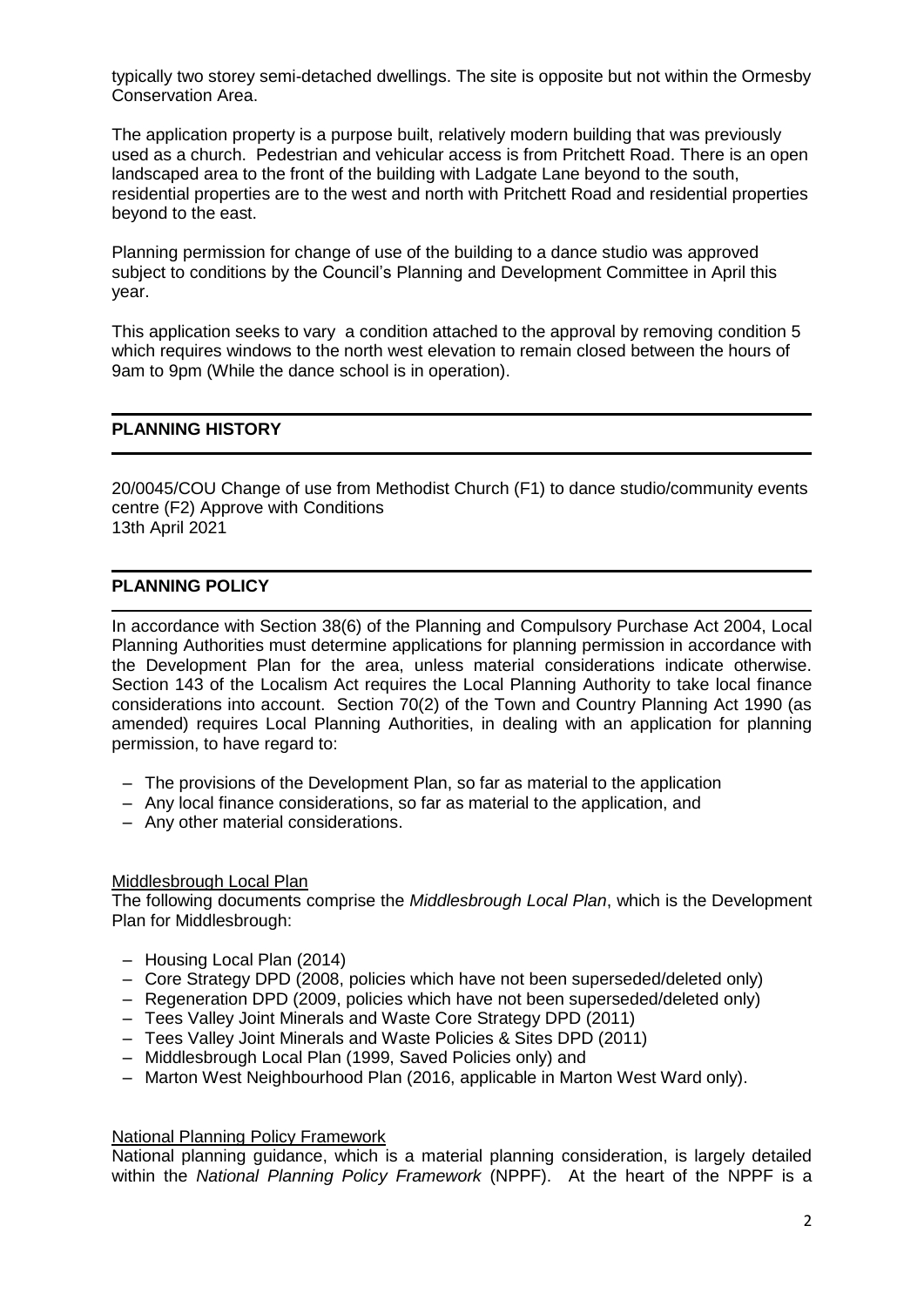typically two storey semi-detached dwellings. The site is opposite but not within the Ormesby Conservation Area.

The application property is a purpose built, relatively modern building that was previously used as a church. Pedestrian and vehicular access is from Pritchett Road. There is an open landscaped area to the front of the building with Ladgate Lane beyond to the south, residential properties are to the west and north with Pritchett Road and residential properties beyond to the east.

Planning permission for change of use of the building to a dance studio was approved subject to conditions by the Council's Planning and Development Committee in April this year.

This application seeks to vary a condition attached to the approval by removing condition 5 which requires windows to the north west elevation to remain closed between the hours of 9am to 9pm (While the dance school is in operation).

## PLANNING HISTORY

20/0045/COU Change of use from Methodist Church (F1) to dance studio/community events centre (F2) Approve with Conditions
13th April 2021

## PLANNING POLICY

In accordance with Section 38(6) of the Planning and Compulsory Purchase Act 2004, Local Planning Authorities must determine applications for planning permission in accordance with the Development Plan for the area, unless material considerations indicate otherwise. Section 143 of the Localism Act requires the Local Planning Authority to take local finance considerations into account. Section 70(2) of the Town and Country Planning Act 1990 (as amended) requires Local Planning Authorities, in dealing with an application for planning permission, to have regard to:

- The provisions of the Development Plan, so far as material to the application
- Any local finance considerations, so far as material to the application, and
- Any other material considerations.

Middlesbrough Local Plan

The following documents comprise the *Middlesbrough Local Plan*, which is the Development Plan for Middlesbrough:

- Housing Local Plan (2014)
- Core Strategy DPD (2008, policies which have not been superseded/deleted only)
- Regeneration DPD (2009, policies which have not been superseded/deleted only)
- Tees Valley Joint Minerals and Waste Core Strategy DPD (2011)
- Tees Valley Joint Minerals and Waste Policies & Sites DPD (2011)
- Middlesbrough Local Plan (1999, Saved Policies only) and
- Marton West Neighbourhood Plan (2016, applicable in Marton West Ward only).

National Planning Policy Framework

National planning guidance, which is a material planning consideration, is largely detailed within the *National Planning Policy Framework* (NPPF). At the heart of the NPPF is a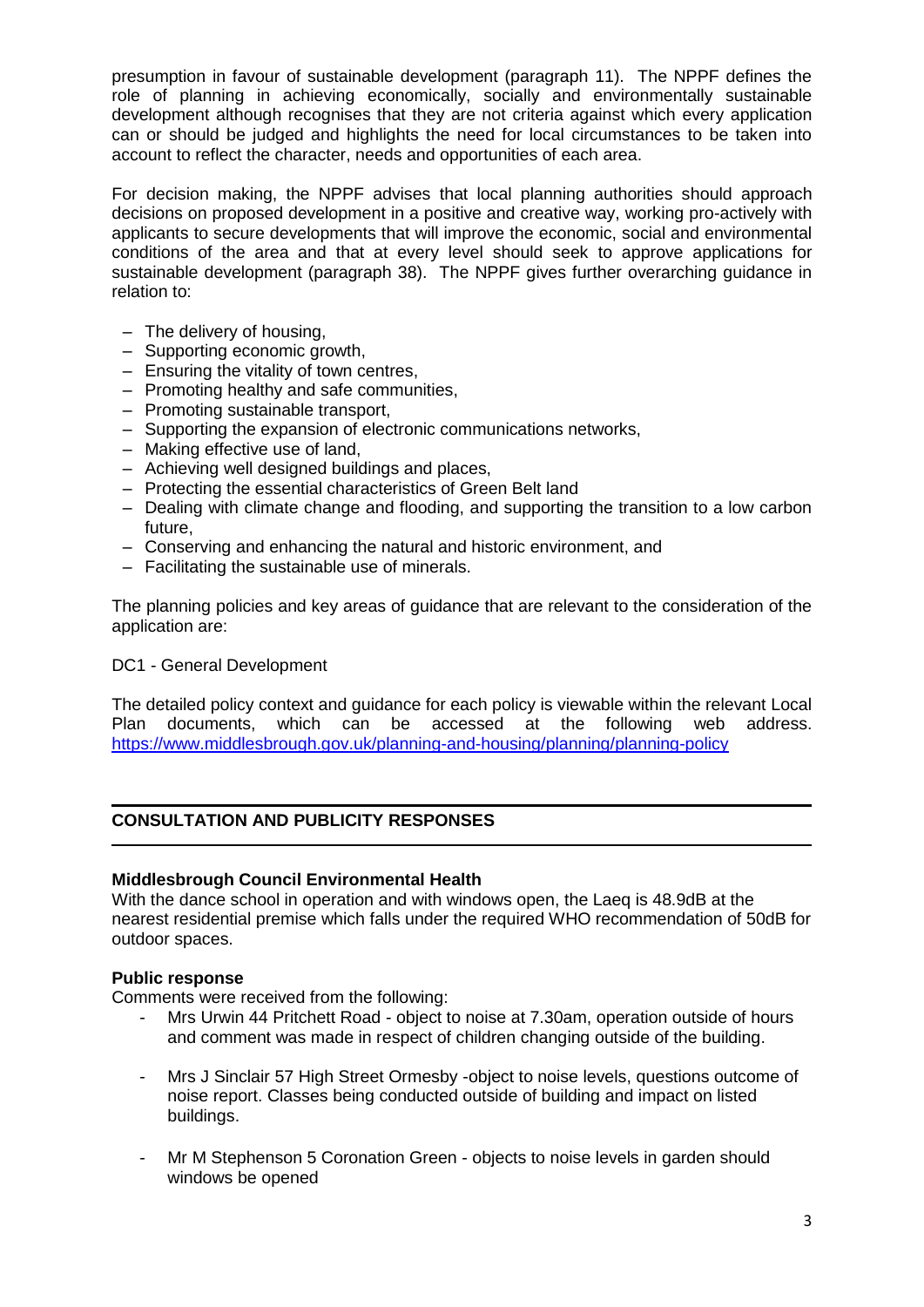presumption in favour of sustainable development (paragraph 11). The NPPF defines the role of planning in achieving economically, socially and environmentally sustainable development although recognises that they are not criteria against which every application can or should be judged and highlights the need for local circumstances to be taken into account to reflect the character, needs and opportunities of each area.

For decision making, the NPPF advises that local planning authorities should approach decisions on proposed development in a positive and creative way, working pro-actively with applicants to secure developments that will improve the economic, social and environmental conditions of the area and that at every level should seek to approve applications for sustainable development (paragraph 38). The NPPF gives further overarching guidance in relation to:

- The delivery of housing,
- Supporting economic growth,
- Ensuring the vitality of town centres,
- Promoting healthy and safe communities,
- Promoting sustainable transport,
- Supporting the expansion of electronic communications networks,
- Making effective use of land,
- Achieving well designed buildings and places,
- Protecting the essential characteristics of Green Belt land
- Dealing with climate change and flooding, and supporting the transition to a low carbon future,
- Conserving and enhancing the natural and historic environment, and
- Facilitating the sustainable use of minerals.

The planning policies and key areas of guidance that are relevant to the consideration of the application are:

DC1 - General Development

The detailed policy context and guidance for each policy is viewable within the relevant Local Plan documents, which can be accessed at the following web address. https://www.middlesbrough.gov.uk/planning-and-housing/planning/planning-policy

## CONSULTATION AND PUBLICITY RESPONSES

**Middlesbrough Council Environmental Health**
With the dance school in operation and with windows open, the Laeq is 48.9dB at the nearest residential premise which falls under the required WHO recommendation of 50dB for outdoor spaces.

**Public response**
Comments were received from the following:

- Mrs Urwin 44 Pritchett Road - object to noise at 7.30am, operation outside of hours and comment was made in respect of children changing outside of the building.
- Mrs J Sinclair 57 High Street Ormesby -object to noise levels, questions outcome of noise report. Classes being conducted outside of building and impact on listed buildings.
- Mr M Stephenson 5 Coronation Green - objects to noise levels in garden should windows be opened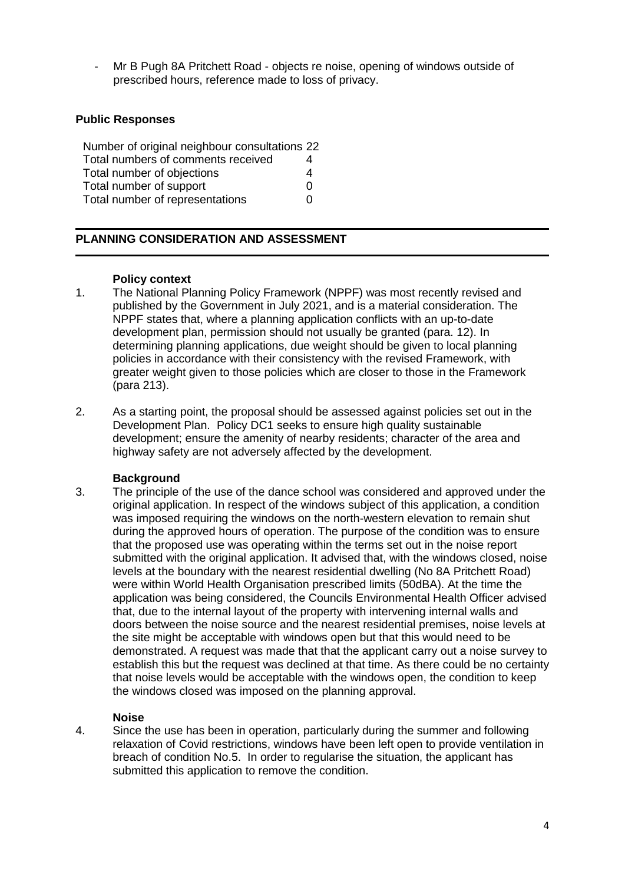- Mr B Pugh 8A Pritchett Road - objects re noise, opening of windows outside of prescribed hours, reference made to loss of privacy.

**Public Responses**

| | |
|---|---|
| Number of original neighbour consultations | 22 |
| Total numbers of comments received | 4 |
| Total number of objections | 4 |
| Total number of support | 0 |
| Total number of representations | 0 |

## PLANNING CONSIDERATION AND ASSESSMENT

**Policy context**

1. The National Planning Policy Framework (NPPF) was most recently revised and published by the Government in July 2021, and is a material consideration. The NPPF states that, where a planning application conflicts with an up-to-date development plan, permission should not usually be granted (para. 12). In determining planning applications, due weight should be given to local planning policies in accordance with their consistency with the revised Framework, with greater weight given to those policies which are closer to those in the Framework (para 213).

2. As a starting point, the proposal should be assessed against policies set out in the Development Plan. Policy DC1 seeks to ensure high quality sustainable development; ensure the amenity of nearby residents; character of the area and highway safety are not adversely affected by the development.

**Background**

3. The principle of the use of the dance school was considered and approved under the original application. In respect of the windows subject of this application, a condition was imposed requiring the windows on the north-western elevation to remain shut during the approved hours of operation. The purpose of the condition was to ensure that the proposed use was operating within the terms set out in the noise report submitted with the original application. It advised that, with the windows closed, noise levels at the boundary with the nearest residential dwelling (No 8A Pritchett Road) were within World Health Organisation prescribed limits (50dBA). At the time the application was being considered, the Councils Environmental Health Officer advised that, due to the internal layout of the property with intervening internal walls and doors between the noise source and the nearest residential premises, noise levels at the site might be acceptable with windows open but that this would need to be demonstrated. A request was made that that the applicant carry out a noise survey to establish this but the request was declined at that time. As there could be no certainty that noise levels would be acceptable with the windows open, the condition to keep the windows closed was imposed on the planning approval.

**Noise**

4. Since the use has been in operation, particularly during the summer and following relaxation of Covid restrictions, windows have been left open to provide ventilation in breach of condition No.5. In order to regularise the situation, the applicant has submitted this application to remove the condition.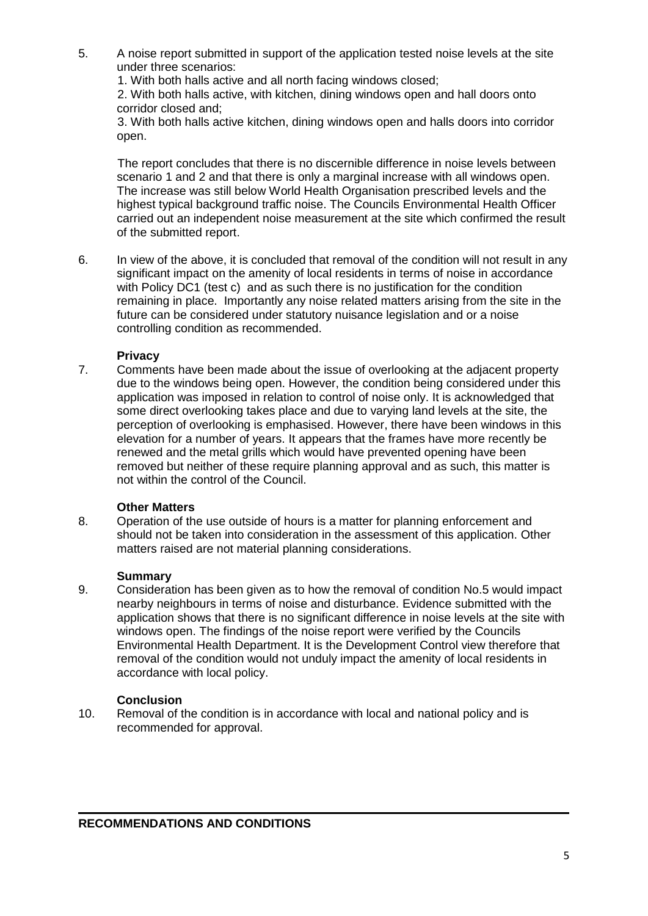5. A noise report submitted in support of the application tested noise levels at the site under three scenarios:

   1. With both halls active and all north facing windows closed;
   2. With both halls active, with kitchen, dining windows open and hall doors onto corridor closed and;
   3. With both halls active kitchen, dining windows open and halls doors into corridor open.

   The report concludes that there is no discernible difference in noise levels between scenario 1 and 2 and that there is only a marginal increase with all windows open. The increase was still below World Health Organisation prescribed levels and the highest typical background traffic noise. The Councils Environmental Health Officer carried out an independent noise measurement at the site which confirmed the result of the submitted report.

6. In view of the above, it is concluded that removal of the condition will not result in any significant impact on the amenity of local residents in terms of noise in accordance with Policy DC1 (test c) and as such there is no justification for the condition remaining in place. Importantly any noise related matters arising from the site in the future can be considered under statutory nuisance legislation and or a noise controlling condition as recommended.

**Privacy**

7. Comments have been made about the issue of overlooking at the adjacent property due to the windows being open. However, the condition being considered under this application was imposed in relation to control of noise only. It is acknowledged that some direct overlooking takes place and due to varying land levels at the site, the perception of overlooking is emphasised. However, there have been windows in this elevation for a number of years. It appears that the frames have more recently be renewed and the metal grills which would have prevented opening have been removed but neither of these require planning approval and as such, this matter is not within the control of the Council.

**Other Matters**

8. Operation of the use outside of hours is a matter for planning enforcement and should not be taken into consideration in the assessment of this application. Other matters raised are not material planning considerations.

**Summary**

9. Consideration has been given as to how the removal of condition No.5 would impact nearby neighbours in terms of noise and disturbance. Evidence submitted with the application shows that there is no significant difference in noise levels at the site with windows open. The findings of the noise report were verified by the Councils Environmental Health Department. It is the Development Control view therefore that removal of the condition would not unduly impact the amenity of local residents in accordance with local policy.

**Conclusion**

10. Removal of the condition is in accordance with local and national policy and is recommended for approval.

---

**RECOMMENDATIONS AND CONDITIONS**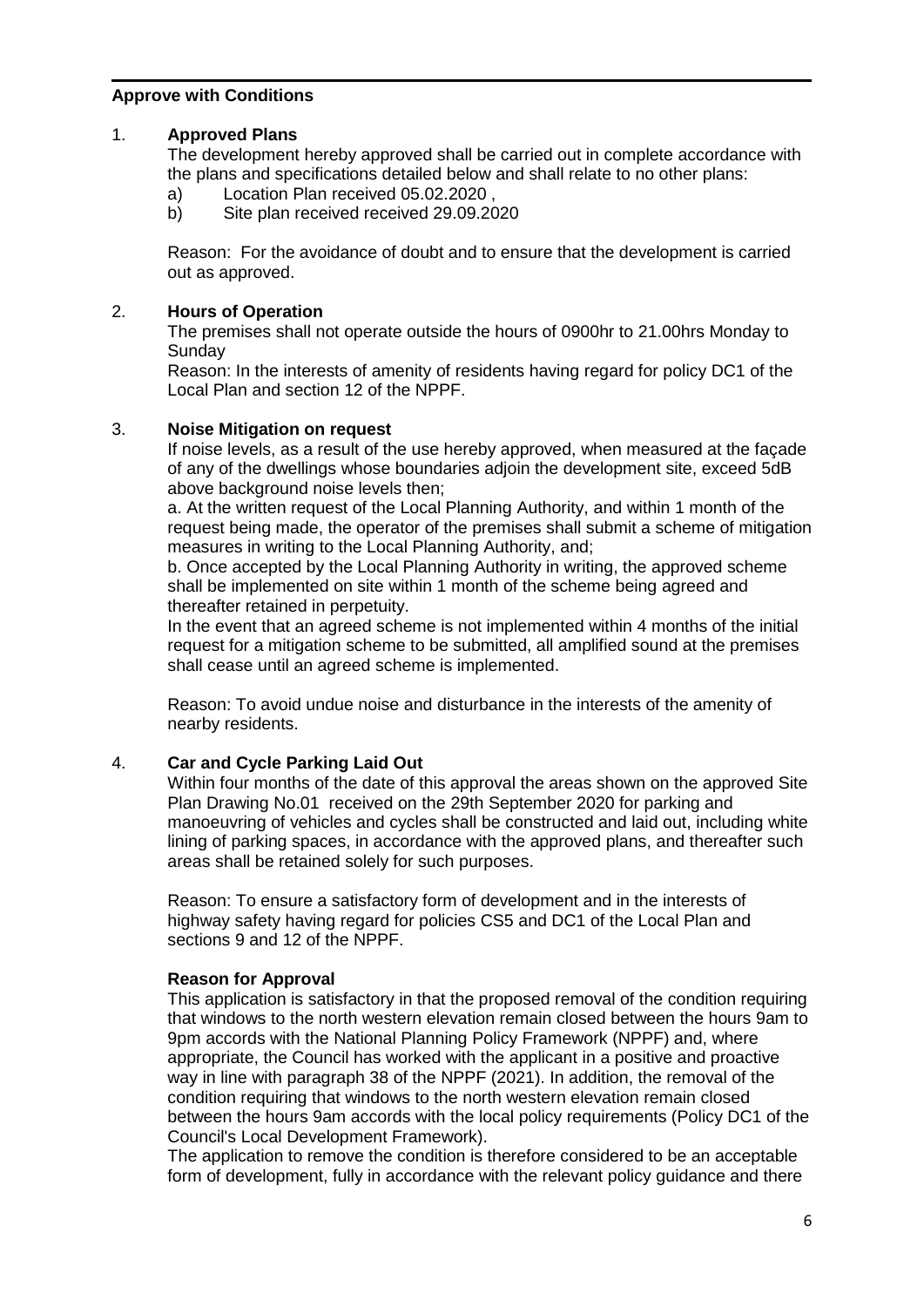**Approve with Conditions**

1. **Approved Plans**

   The development hereby approved shall be carried out in complete accordance with the plans and specifications detailed below and shall relate to no other plans:

   a) Location Plan received 05.02.2020 ,
   b) Site plan received received 29.09.2020

   Reason: For the avoidance of doubt and to ensure that the development is carried out as approved.

2. **Hours of Operation**

   The premises shall not operate outside the hours of 0900hr to 21.00hrs Monday to Sunday

   Reason: In the interests of amenity of residents having regard for policy DC1 of the Local Plan and section 12 of the NPPF.

3. **Noise Mitigation on request**

   If noise levels, as a result of the use hereby approved, when measured at the façade of any of the dwellings whose boundaries adjoin the development site, exceed 5dB above background noise levels then;

   a. At the written request of the Local Planning Authority, and within 1 month of the request being made, the operator of the premises shall submit a scheme of mitigation measures in writing to the Local Planning Authority, and;

   b. Once accepted by the Local Planning Authority in writing, the approved scheme shall be implemented on site within 1 month of the scheme being agreed and thereafter retained in perpetuity.

   In the event that an agreed scheme is not implemented within 4 months of the initial request for a mitigation scheme to be submitted, all amplified sound at the premises shall cease until an agreed scheme is implemented.

   Reason: To avoid undue noise and disturbance in the interests of the amenity of nearby residents.

4. **Car and Cycle Parking Laid Out**

   Within four months of the date of this approval the areas shown on the approved Site Plan Drawing No.01 received on the 29th September 2020 for parking and manoeuvring of vehicles and cycles shall be constructed and laid out, including white lining of parking spaces, in accordance with the approved plans, and thereafter such areas shall be retained solely for such purposes.

   Reason: To ensure a satisfactory form of development and in the interests of highway safety having regard for policies CS5 and DC1 of the Local Plan and sections 9 and 12 of the NPPF.

   **Reason for Approval**

   This application is satisfactory in that the proposed removal of the condition requiring that windows to the north western elevation remain closed between the hours 9am to 9pm accords with the National Planning Policy Framework (NPPF) and, where appropriate, the Council has worked with the applicant in a positive and proactive way in line with paragraph 38 of the NPPF (2021). In addition, the removal of the condition requiring that windows to the north western elevation remain closed between the hours 9am accords with the local policy requirements (Policy DC1 of the Council's Local Development Framework).

   The application to remove the condition is therefore considered to be an acceptable form of development, fully in accordance with the relevant policy guidance and there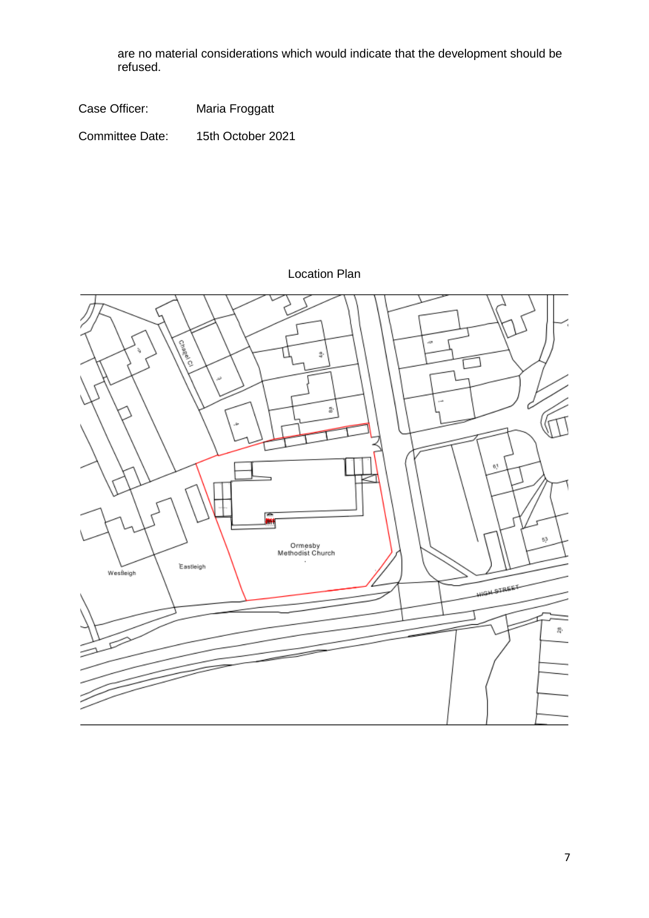are no material considerations which would indicate that the development should be refused.

Case Officer: Maria Froggatt

Committee Date: 15th October 2021

Location Plan

Chapel Cl

Ormesby Methodist Church

Eastleigh

Westleigh

HIGH STREET